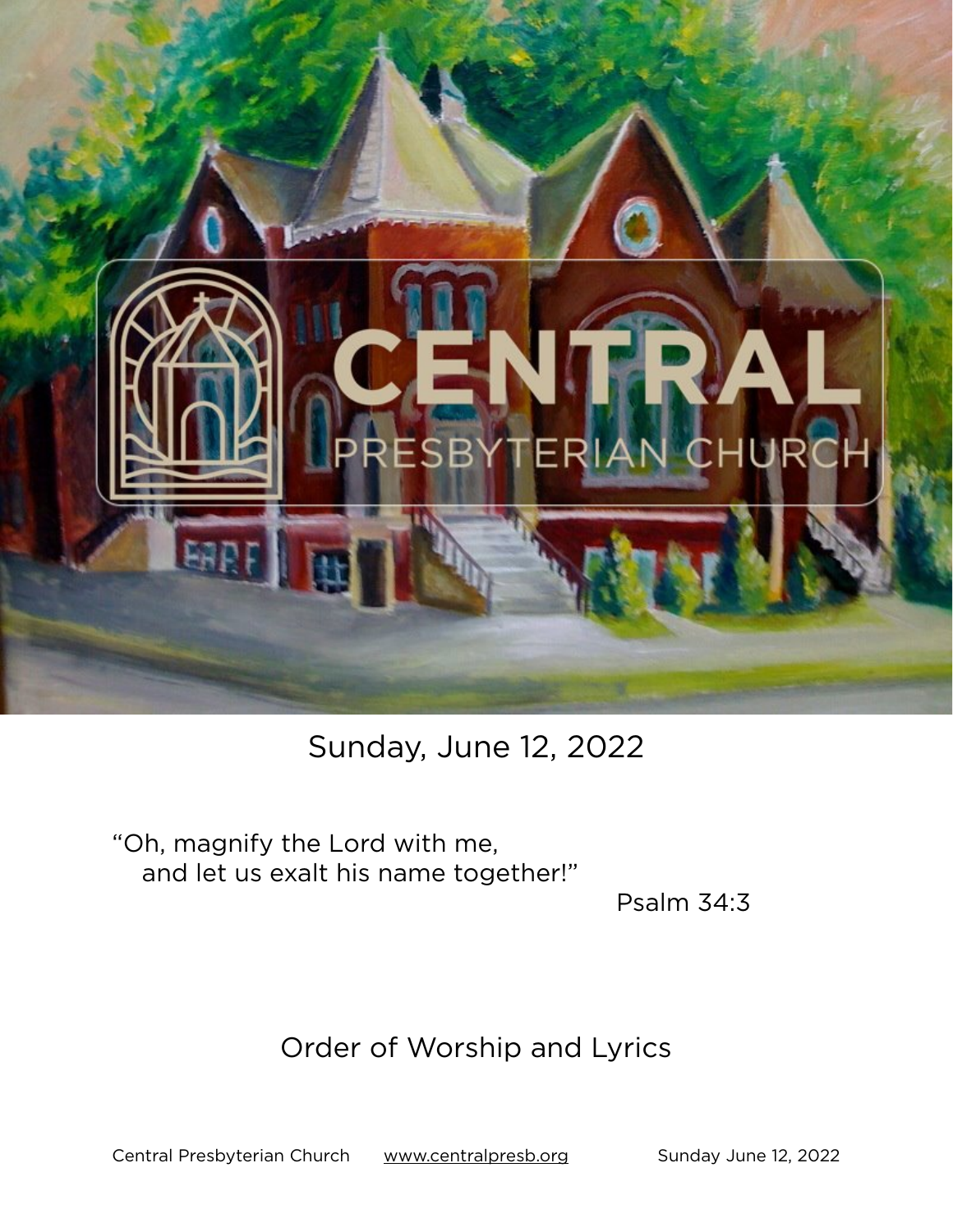# CENTRAL

## PRESBYTERIAN CHURCH

Sunday, June 12, 2022

"Oh, magnify the Lord with me,
  and let us exalt his name together!"

Psalm 34:3

Order of Worship and Lyrics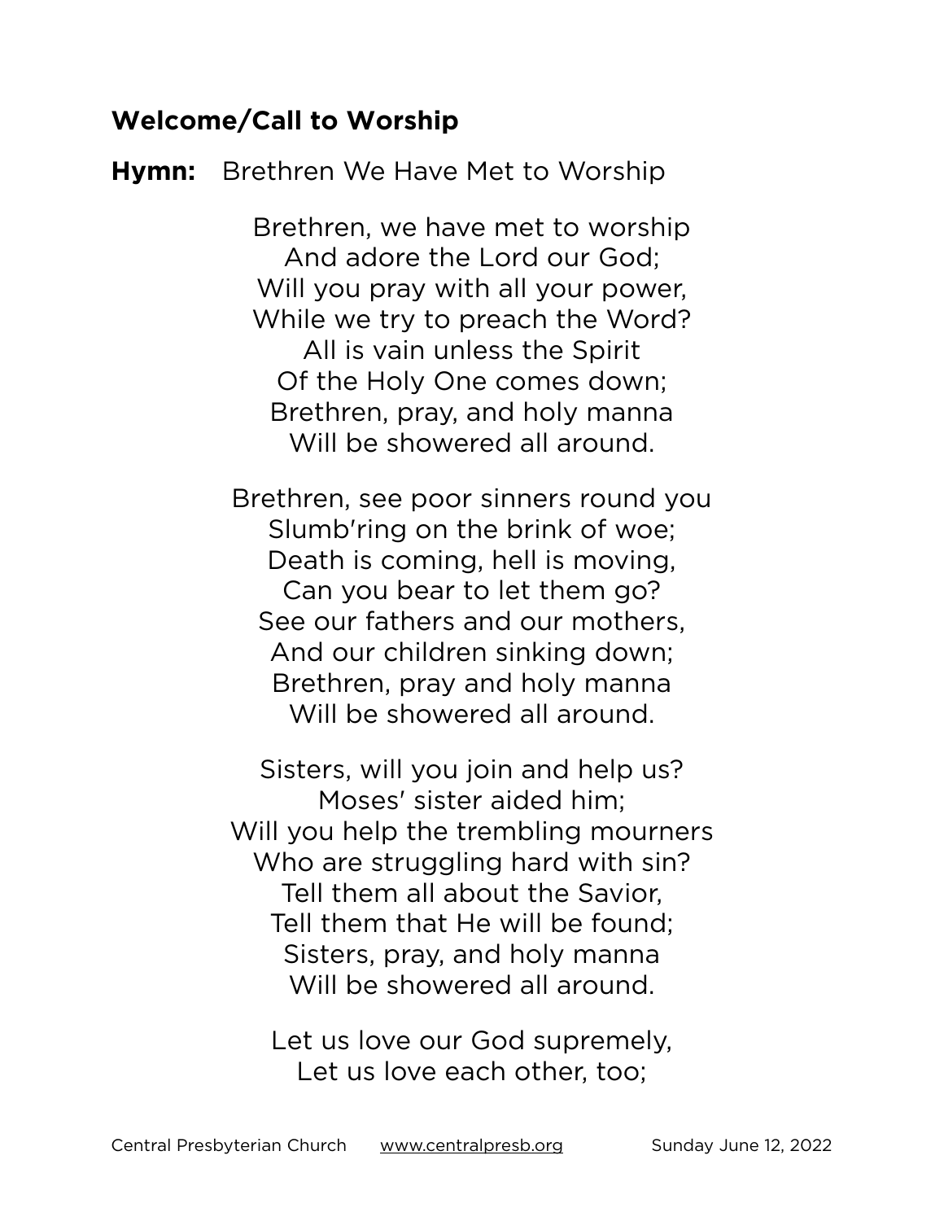**Welcome/Call to Worship**

**Hymn:** Brethren We Have Met to Worship

Brethren, we have met to worship  
And adore the Lord our God;  
Will you pray with all your power,  
While we try to preach the Word?  
All is vain unless the Spirit  
Of the Holy One comes down;  
Brethren, pray, and holy manna  
Will be showered all around.

Brethren, see poor sinners round you  
Slumb'ring on the brink of woe;  
Death is coming, hell is moving,  
Can you bear to let them go?  
See our fathers and our mothers,  
And our children sinking down;  
Brethren, pray and holy manna  
Will be showered all around.

Sisters, will you join and help us?  
Moses' sister aided him;  
Will you help the trembling mourners  
Who are struggling hard with sin?  
Tell them all about the Savior,  
Tell them that He will be found;  
Sisters, pray, and holy manna  
Will be showered all around.

Let us love our God supremely,  
Let us love each other, too;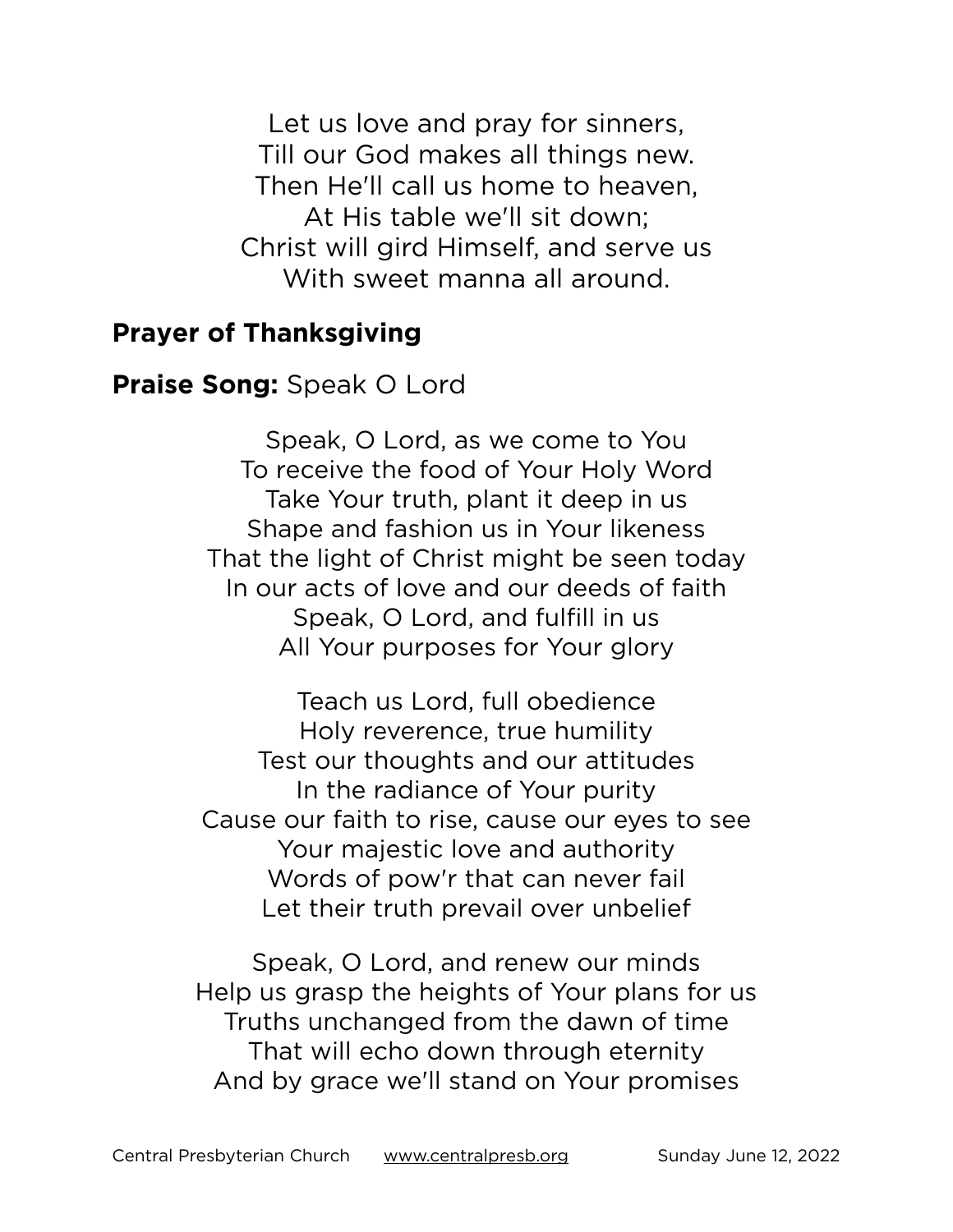Let us love and pray for sinners,
Till our God makes all things new.
Then He'll call us home to heaven,
At His table we'll sit down;
Christ will gird Himself, and serve us
With sweet manna all around.

**Prayer of Thanksgiving**

**Praise Song:** Speak O Lord

Speak, O Lord, as we come to You
To receive the food of Your Holy Word
Take Your truth, plant it deep in us
Shape and fashion us in Your likeness
That the light of Christ might be seen today
In our acts of love and our deeds of faith
Speak, O Lord, and fulfill in us
All Your purposes for Your glory

Teach us Lord, full obedience
Holy reverence, true humility
Test our thoughts and our attitudes
In the radiance of Your purity
Cause our faith to rise, cause our eyes to see
Your majestic love and authority
Words of pow'r that can never fail
Let their truth prevail over unbelief

Speak, O Lord, and renew our minds
Help us grasp the heights of Your plans for us
Truths unchanged from the dawn of time
That will echo down through eternity
And by grace we'll stand on Your promises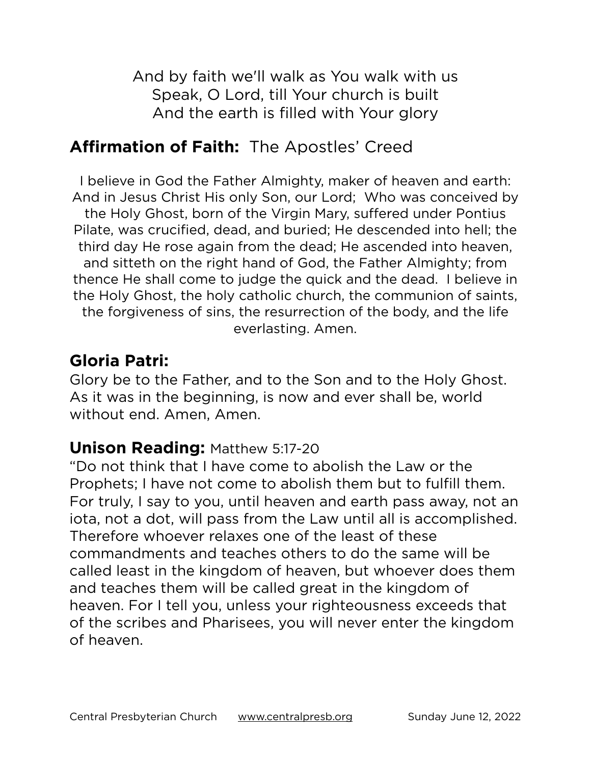And by faith we'll walk as You walk with us
Speak, O Lord, till Your church is built
And the earth is filled with Your glory

## **Affirmation of Faith:** The Apostles' Creed

I believe in God the Father Almighty, maker of heaven and earth: And in Jesus Christ His only Son, our Lord; Who was conceived by the Holy Ghost, born of the Virgin Mary, suffered under Pontius Pilate, was crucified, dead, and buried; He descended into hell; the third day He rose again from the dead; He ascended into heaven, and sitteth on the right hand of God, the Father Almighty; from thence He shall come to judge the quick and the dead. I believe in the Holy Ghost, the holy catholic church, the communion of saints, the forgiveness of sins, the resurrection of the body, and the life everlasting. Amen.

## **Gloria Patri:**

Glory be to the Father, and to the Son and to the Holy Ghost. As it was in the beginning, is now and ever shall be, world without end. Amen, Amen.

## **Unison Reading:** Matthew 5:17-20

"Do not think that I have come to abolish the Law or the Prophets; I have not come to abolish them but to fulfill them. For truly, I say to you, until heaven and earth pass away, not an iota, not a dot, will pass from the Law until all is accomplished. Therefore whoever relaxes one of the least of these commandments and teaches others to do the same will be called least in the kingdom of heaven, but whoever does them and teaches them will be called great in the kingdom of heaven. For I tell you, unless your righteousness exceeds that of the scribes and Pharisees, you will never enter the kingdom of heaven.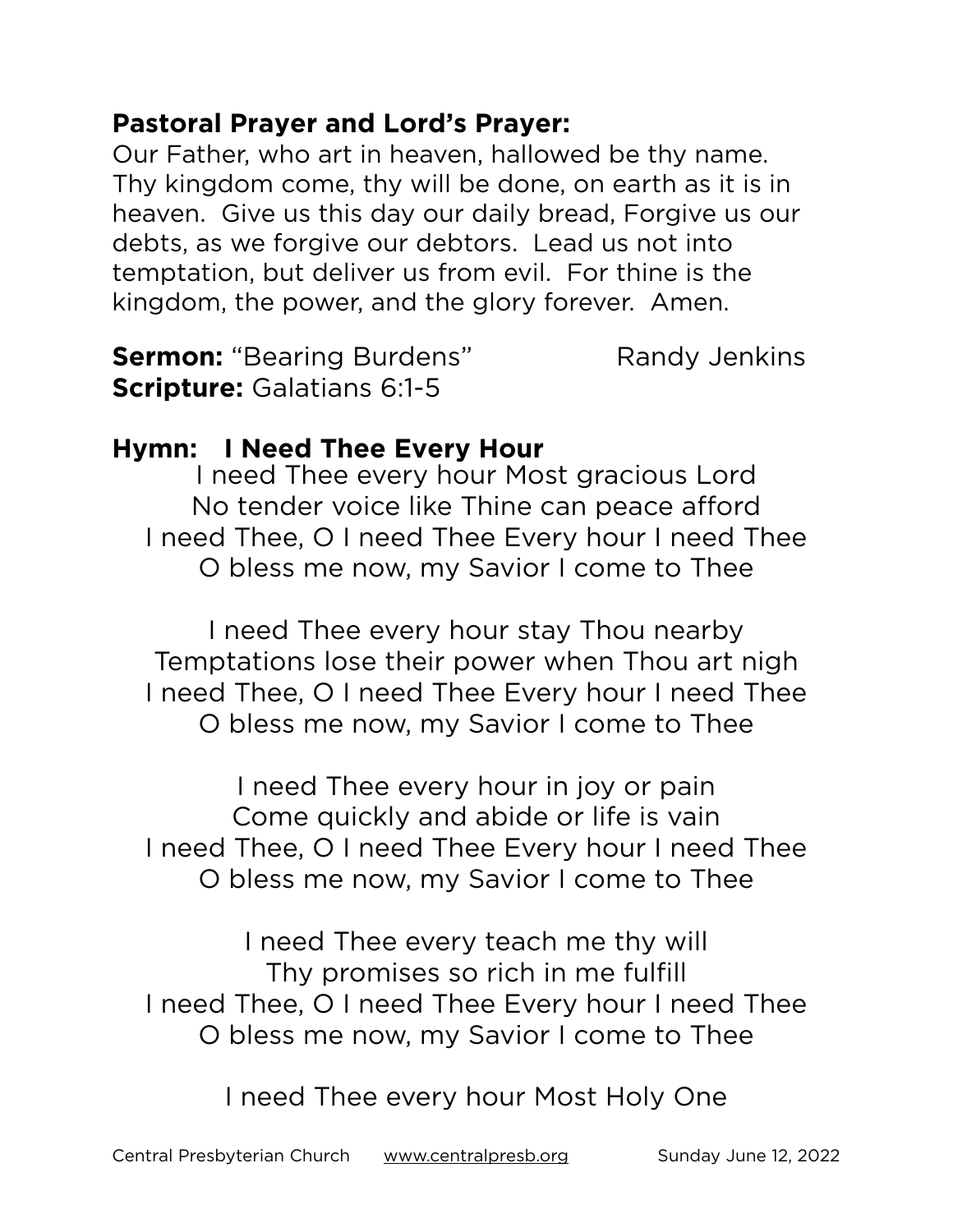**Pastoral Prayer and Lord's Prayer:**
Our Father, who art in heaven, hallowed be thy name. Thy kingdom come, thy will be done, on earth as it is in heaven. Give us this day our daily bread, Forgive us our debts, as we forgive our debtors. Lead us not into temptation, but deliver us from evil. For thine is the kingdom, the power, and the glory forever. Amen.

**Sermon:** "Bearing Burdens" Randy Jenkins
**Scripture:** Galatians 6:1-5

**Hymn: I Need Thee Every Hour**

I need Thee every hour Most gracious Lord
No tender voice like Thine can peace afford
I need Thee, O I need Thee Every hour I need Thee
O bless me now, my Savior I come to Thee

I need Thee every hour stay Thou nearby
Temptations lose their power when Thou art nigh
I need Thee, O I need Thee Every hour I need Thee
O bless me now, my Savior I come to Thee

I need Thee every hour in joy or pain
Come quickly and abide or life is vain
I need Thee, O I need Thee Every hour I need Thee
O bless me now, my Savior I come to Thee

I need Thee every teach me thy will
Thy promises so rich in me fulfill
I need Thee, O I need Thee Every hour I need Thee
O bless me now, my Savior I come to Thee

I need Thee every hour Most Holy One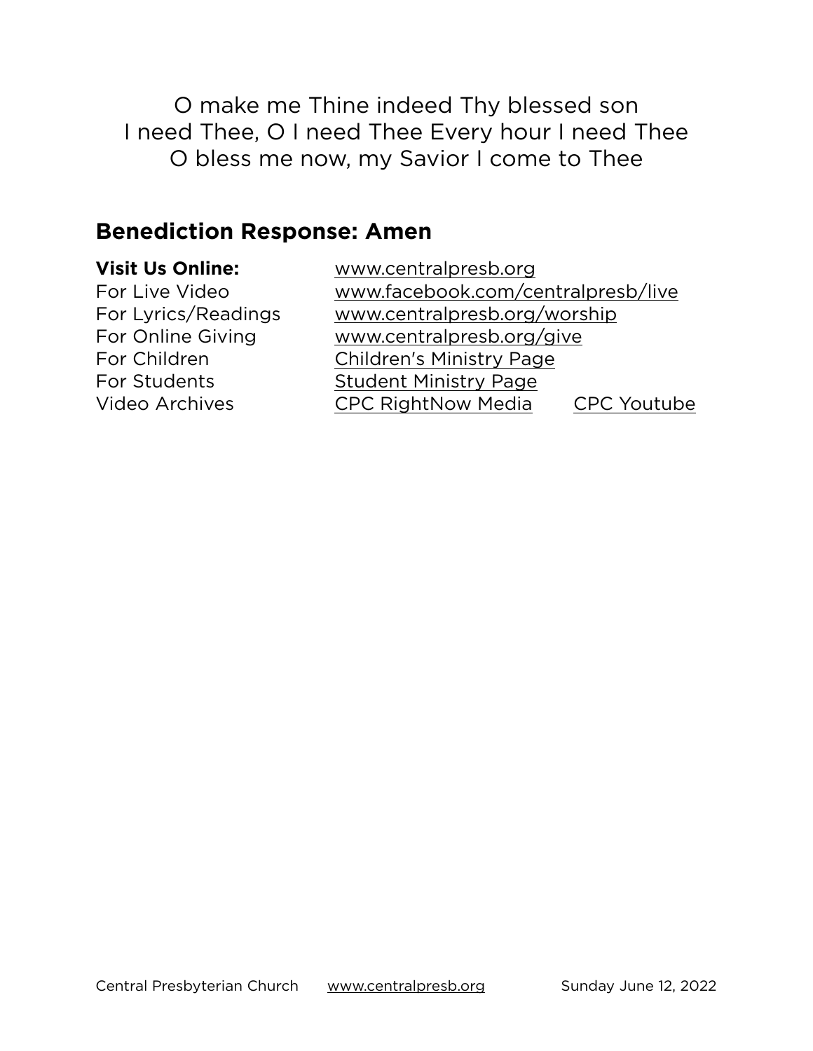O make me Thine indeed Thy blessed son
I need Thee, O I need Thee Every hour I need Thee
O bless me now, my Savior I come to Thee

## Benediction Response: Amen

| | | |
|---|---|---|
| **Visit Us Online:** | www.centralpresb.org | |
| For Live Video | www.facebook.com/centralpresb/live | |
| For Lyrics/Readings | www.centralpresb.org/worship | |
| For Online Giving | www.centralpresb.org/give | |
| For Children | Children's Ministry Page | |
| For Students | Student Ministry Page | |
| Video Archives | CPC RightNow Media | CPC Youtube |